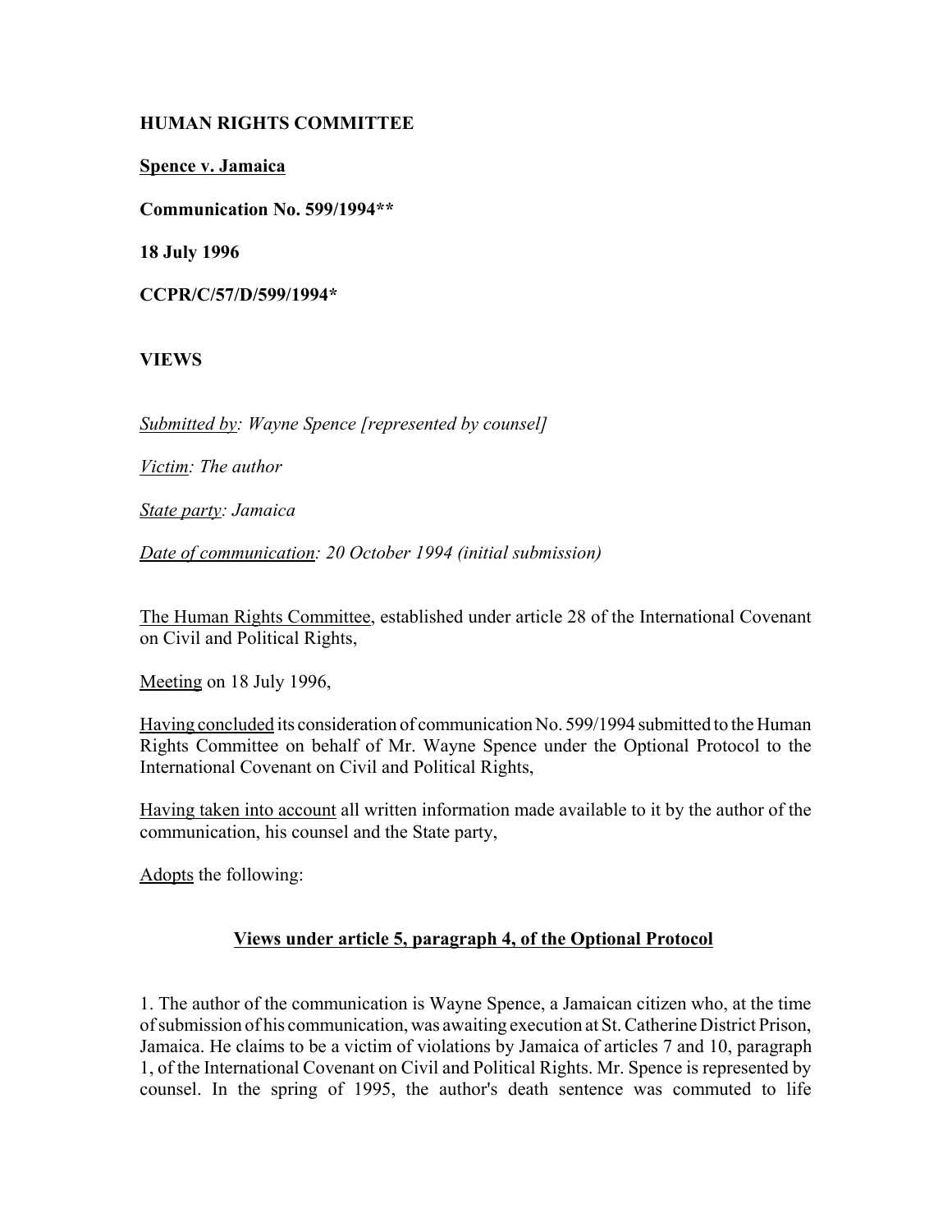**HUMAN RIGHTS COMMITTEE**

**Spence v. Jamaica**

**Communication No. 599/1994****

**18 July 1996**

**CCPR/C/57/D/599/1994***

**VIEWS**

*Submitted by: Wayne Spence [represented by counsel]*

*Victim: The author*

*State party: Jamaica*

*Date of communication: 20 October 1994 (initial submission)*

The Human Rights Committee, established under article 28 of the International Covenant on Civil and Political Rights,

Meeting on 18 July 1996,

Having concluded its consideration of communication No. 599/1994 submitted to the Human Rights Committee on behalf of Mr. Wayne Spence under the Optional Protocol to the International Covenant on Civil and Political Rights,

Having taken into account all written information made available to it by the author of the communication, his counsel and the State party,

Adopts the following:

## Views under article 5, paragraph 4, of the Optional Protocol

1. The author of the communication is Wayne Spence, a Jamaican citizen who, at the time of submission of his communication, was awaiting execution at St. Catherine District Prison, Jamaica. He claims to be a victim of violations by Jamaica of articles 7 and 10, paragraph 1, of the International Covenant on Civil and Political Rights. Mr. Spence is represented by counsel. In the spring of 1995, the author's death sentence was commuted to life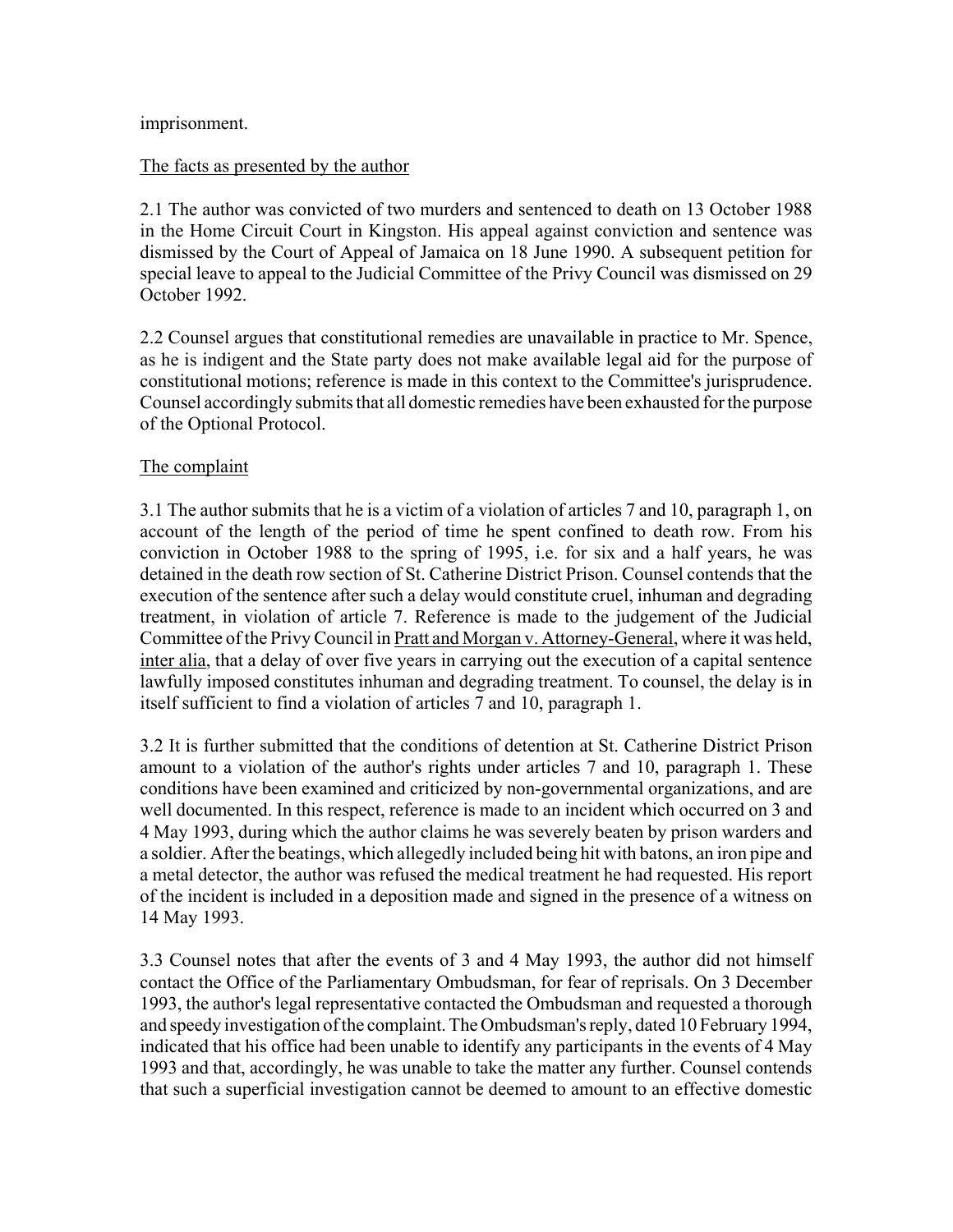imprisonment.

The facts as presented by the author

2.1 The author was convicted of two murders and sentenced to death on 13 October 1988 in the Home Circuit Court in Kingston. His appeal against conviction and sentence was dismissed by the Court of Appeal of Jamaica on 18 June 1990. A subsequent petition for special leave to appeal to the Judicial Committee of the Privy Council was dismissed on 29 October 1992.

2.2 Counsel argues that constitutional remedies are unavailable in practice to Mr. Spence, as he is indigent and the State party does not make available legal aid for the purpose of constitutional motions; reference is made in this context to the Committee's jurisprudence. Counsel accordingly submits that all domestic remedies have been exhausted for the purpose of the Optional Protocol.

The complaint

3.1 The author submits that he is a victim of a violation of articles 7 and 10, paragraph 1, on account of the length of the period of time he spent confined to death row. From his conviction in October 1988 to the spring of 1995, i.e. for six and a half years, he was detained in the death row section of St. Catherine District Prison. Counsel contends that the execution of the sentence after such a delay would constitute cruel, inhuman and degrading treatment, in violation of article 7. Reference is made to the judgement of the Judicial Committee of the Privy Council in Pratt and Morgan v. Attorney-General, where it was held, inter alia, that a delay of over five years in carrying out the execution of a capital sentence lawfully imposed constitutes inhuman and degrading treatment. To counsel, the delay is in itself sufficient to find a violation of articles 7 and 10, paragraph 1.

3.2 It is further submitted that the conditions of detention at St. Catherine District Prison amount to a violation of the author's rights under articles 7 and 10, paragraph 1. These conditions have been examined and criticized by non-governmental organizations, and are well documented. In this respect, reference is made to an incident which occurred on 3 and 4 May 1993, during which the author claims he was severely beaten by prison warders and a soldier. After the beatings, which allegedly included being hit with batons, an iron pipe and a metal detector, the author was refused the medical treatment he had requested. His report of the incident is included in a deposition made and signed in the presence of a witness on 14 May 1993.

3.3 Counsel notes that after the events of 3 and 4 May 1993, the author did not himself contact the Office of the Parliamentary Ombudsman, for fear of reprisals. On 3 December 1993, the author's legal representative contacted the Ombudsman and requested a thorough and speedy investigation of the complaint. The Ombudsman's reply, dated 10 February 1994, indicated that his office had been unable to identify any participants in the events of 4 May 1993 and that, accordingly, he was unable to take the matter any further. Counsel contends that such a superficial investigation cannot be deemed to amount to an effective domestic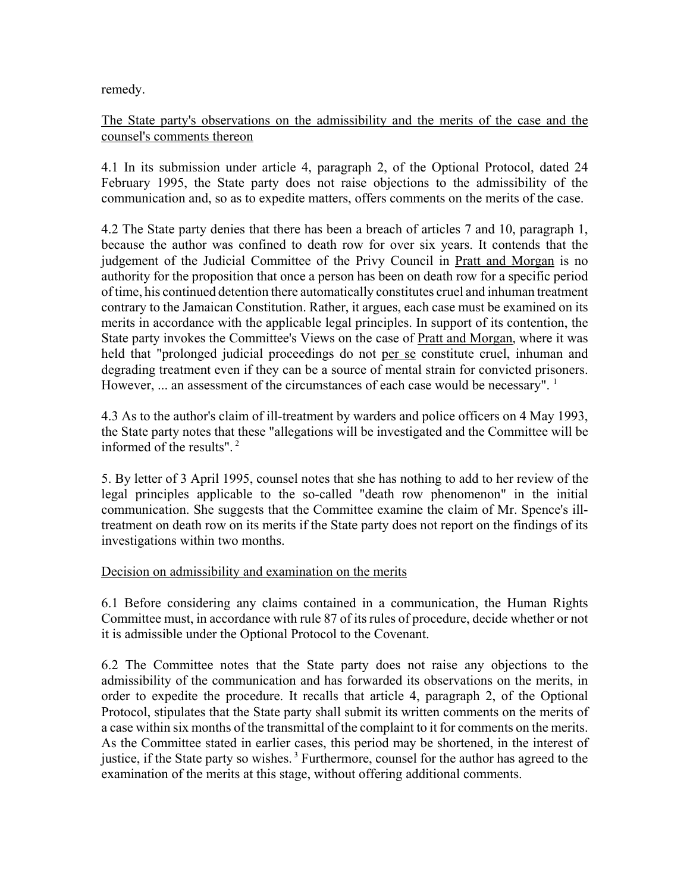remedy.

The State party's observations on the admissibility and the merits of the case and the counsel's comments thereon

4.1 In its submission under article 4, paragraph 2, of the Optional Protocol, dated 24 February 1995, the State party does not raise objections to the admissibility of the communication and, so as to expedite matters, offers comments on the merits of the case.

4.2 The State party denies that there has been a breach of articles 7 and 10, paragraph 1, because the author was confined to death row for over six years. It contends that the judgement of the Judicial Committee of the Privy Council in Pratt and Morgan is no authority for the proposition that once a person has been on death row for a specific period of time, his continued detention there automatically constitutes cruel and inhuman treatment contrary to the Jamaican Constitution. Rather, it argues, each case must be examined on its merits in accordance with the applicable legal principles. In support of its contention, the State party invokes the Committee's Views on the case of Pratt and Morgan, where it was held that "prolonged judicial proceedings do not per se constitute cruel, inhuman and degrading treatment even if they can be a source of mental strain for convicted prisoners. However, ... an assessment of the circumstances of each case would be necessary". [1]

4.3 As to the author's claim of ill-treatment by warders and police officers on 4 May 1993, the State party notes that these "allegations will be investigated and the Committee will be informed of the results". [2]

5. By letter of 3 April 1995, counsel notes that she has nothing to add to her review of the legal principles applicable to the so-called "death row phenomenon" in the initial communication. She suggests that the Committee examine the claim of Mr. Spence's ill-treatment on death row on its merits if the State party does not report on the findings of its investigations within two months.

Decision on admissibility and examination on the merits

6.1 Before considering any claims contained in a communication, the Human Rights Committee must, in accordance with rule 87 of its rules of procedure, decide whether or not it is admissible under the Optional Protocol to the Covenant.

6.2 The Committee notes that the State party does not raise any objections to the admissibility of the communication and has forwarded its observations on the merits, in order to expedite the procedure. It recalls that article 4, paragraph 2, of the Optional Protocol, stipulates that the State party shall submit its written comments on the merits of a case within six months of the transmittal of the complaint to it for comments on the merits. As the Committee stated in earlier cases, this period may be shortened, in the interest of justice, if the State party so wishes. [3] Furthermore, counsel for the author has agreed to the examination of the merits at this stage, without offering additional comments.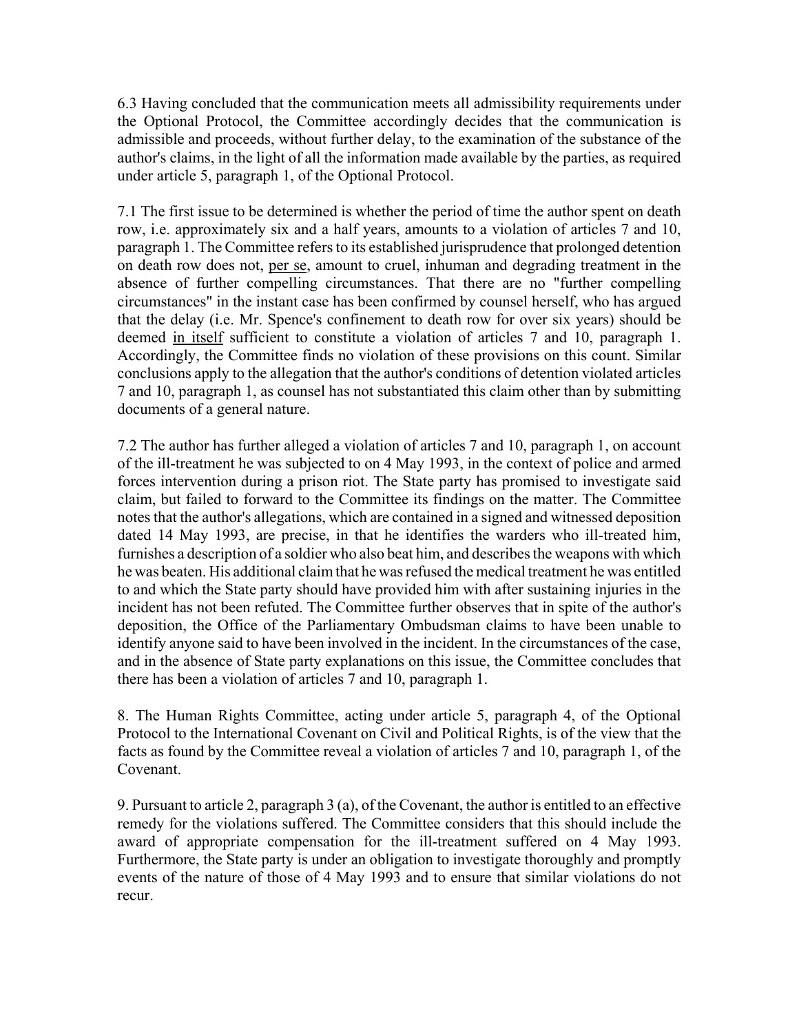6.3 Having concluded that the communication meets all admissibility requirements under the Optional Protocol, the Committee accordingly decides that the communication is admissible and proceeds, without further delay, to the examination of the substance of the author's claims, in the light of all the information made available by the parties, as required under article 5, paragraph 1, of the Optional Protocol.

7.1 The first issue to be determined is whether the period of time the author spent on death row, i.e. approximately six and a half years, amounts to a violation of articles 7 and 10, paragraph 1. The Committee refers to its established jurisprudence that prolonged detention on death row does not, per se, amount to cruel, inhuman and degrading treatment in the absence of further compelling circumstances. That there are no "further compelling circumstances" in the instant case has been confirmed by counsel herself, who has argued that the delay (i.e. Mr. Spence's confinement to death row for over six years) should be deemed in itself sufficient to constitute a violation of articles 7 and 10, paragraph 1. Accordingly, the Committee finds no violation of these provisions on this count. Similar conclusions apply to the allegation that the author's conditions of detention violated articles 7 and 10, paragraph 1, as counsel has not substantiated this claim other than by submitting documents of a general nature.

7.2 The author has further alleged a violation of articles 7 and 10, paragraph 1, on account of the ill-treatment he was subjected to on 4 May 1993, in the context of police and armed forces intervention during a prison riot. The State party has promised to investigate said claim, but failed to forward to the Committee its findings on the matter. The Committee notes that the author's allegations, which are contained in a signed and witnessed deposition dated 14 May 1993, are precise, in that he identifies the warders who ill-treated him, furnishes a description of a soldier who also beat him, and describes the weapons with which he was beaten. His additional claim that he was refused the medical treatment he was entitled to and which the State party should have provided him with after sustaining injuries in the incident has not been refuted. The Committee further observes that in spite of the author's deposition, the Office of the Parliamentary Ombudsman claims to have been unable to identify anyone said to have been involved in the incident. In the circumstances of the case, and in the absence of State party explanations on this issue, the Committee concludes that there has been a violation of articles 7 and 10, paragraph 1.

8. The Human Rights Committee, acting under article 5, paragraph 4, of the Optional Protocol to the International Covenant on Civil and Political Rights, is of the view that the facts as found by the Committee reveal a violation of articles 7 and 10, paragraph 1, of the Covenant.

9. Pursuant to article 2, paragraph 3 (a), of the Covenant, the author is entitled to an effective remedy for the violations suffered. The Committee considers that this should include the award of appropriate compensation for the ill-treatment suffered on 4 May 1993. Furthermore, the State party is under an obligation to investigate thoroughly and promptly events of the nature of those of 4 May 1993 and to ensure that similar violations do not recur.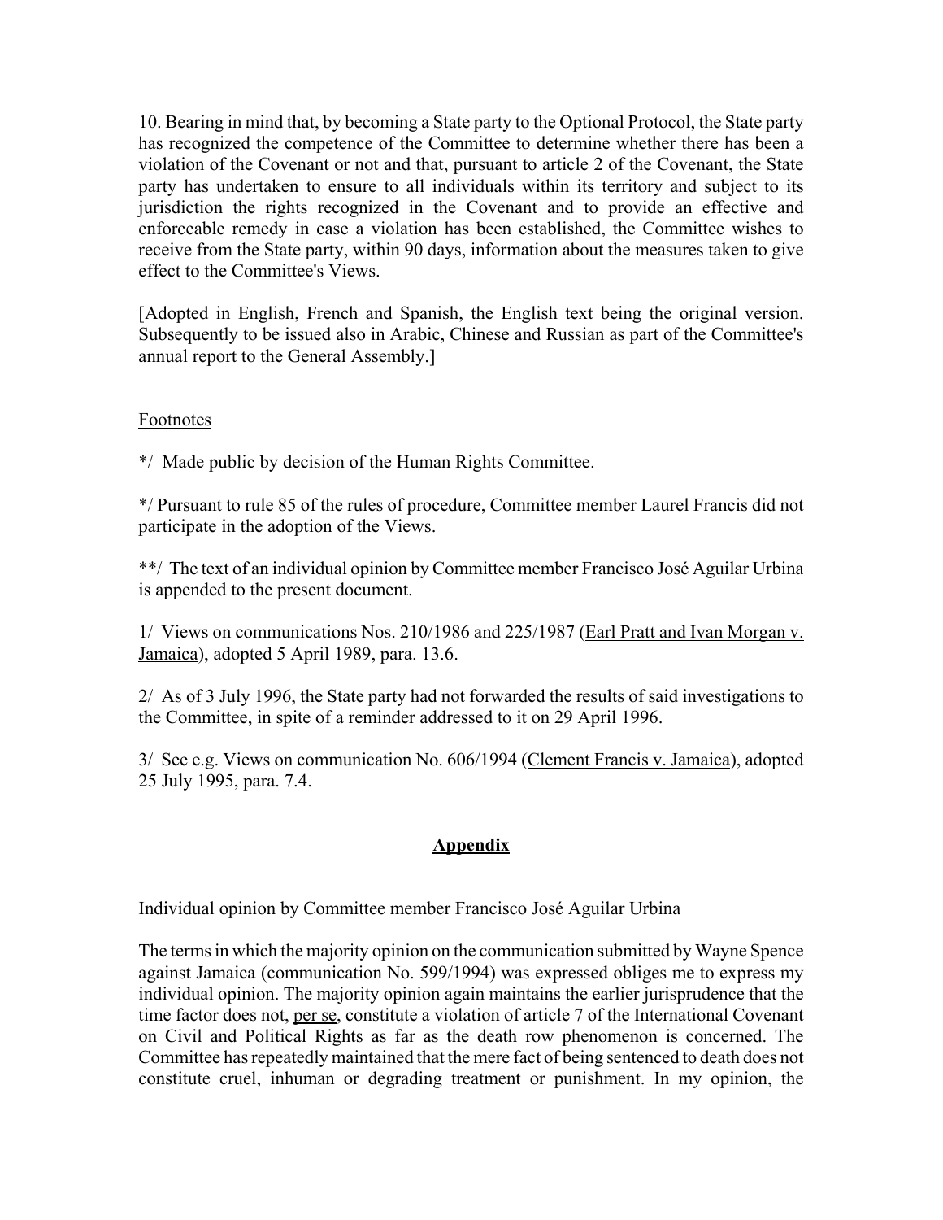10. Bearing in mind that, by becoming a State party to the Optional Protocol, the State party has recognized the competence of the Committee to determine whether there has been a violation of the Covenant or not and that, pursuant to article 2 of the Covenant, the State party has undertaken to ensure to all individuals within its territory and subject to its jurisdiction the rights recognized in the Covenant and to provide an effective and enforceable remedy in case a violation has been established, the Committee wishes to receive from the State party, within 90 days, information about the measures taken to give effect to the Committee's Views.

[Adopted in English, French and Spanish, the English text being the original version. Subsequently to be issued also in Arabic, Chinese and Russian as part of the Committee's annual report to the General Assembly.]

Footnotes

*/ Made public by decision of the Human Rights Committee.

*/ Pursuant to rule 85 of the rules of procedure, Committee member Laurel Francis did not participate in the adoption of the Views.

**/ The text of an individual opinion by Committee member Francisco José Aguilar Urbina is appended to the present document.

1/ Views on communications Nos. 210/1986 and 225/1987 (Earl Pratt and Ivan Morgan v. Jamaica), adopted 5 April 1989, para. 13.6.

2/ As of 3 July 1996, the State party had not forwarded the results of said investigations to the Committee, in spite of a reminder addressed to it on 29 April 1996.

3/ See e.g. Views on communication No. 606/1994 (Clement Francis v. Jamaica), adopted 25 July 1995, para. 7.4.

## **Appendix**

Individual opinion by Committee member Francisco José Aguilar Urbina

The terms in which the majority opinion on the communication submitted by Wayne Spence against Jamaica (communication No. 599/1994) was expressed obliges me to express my individual opinion. The majority opinion again maintains the earlier jurisprudence that the time factor does not, per se, constitute a violation of article 7 of the International Covenant on Civil and Political Rights as far as the death row phenomenon is concerned. The Committee has repeatedly maintained that the mere fact of being sentenced to death does not constitute cruel, inhuman or degrading treatment or punishment. In my opinion, the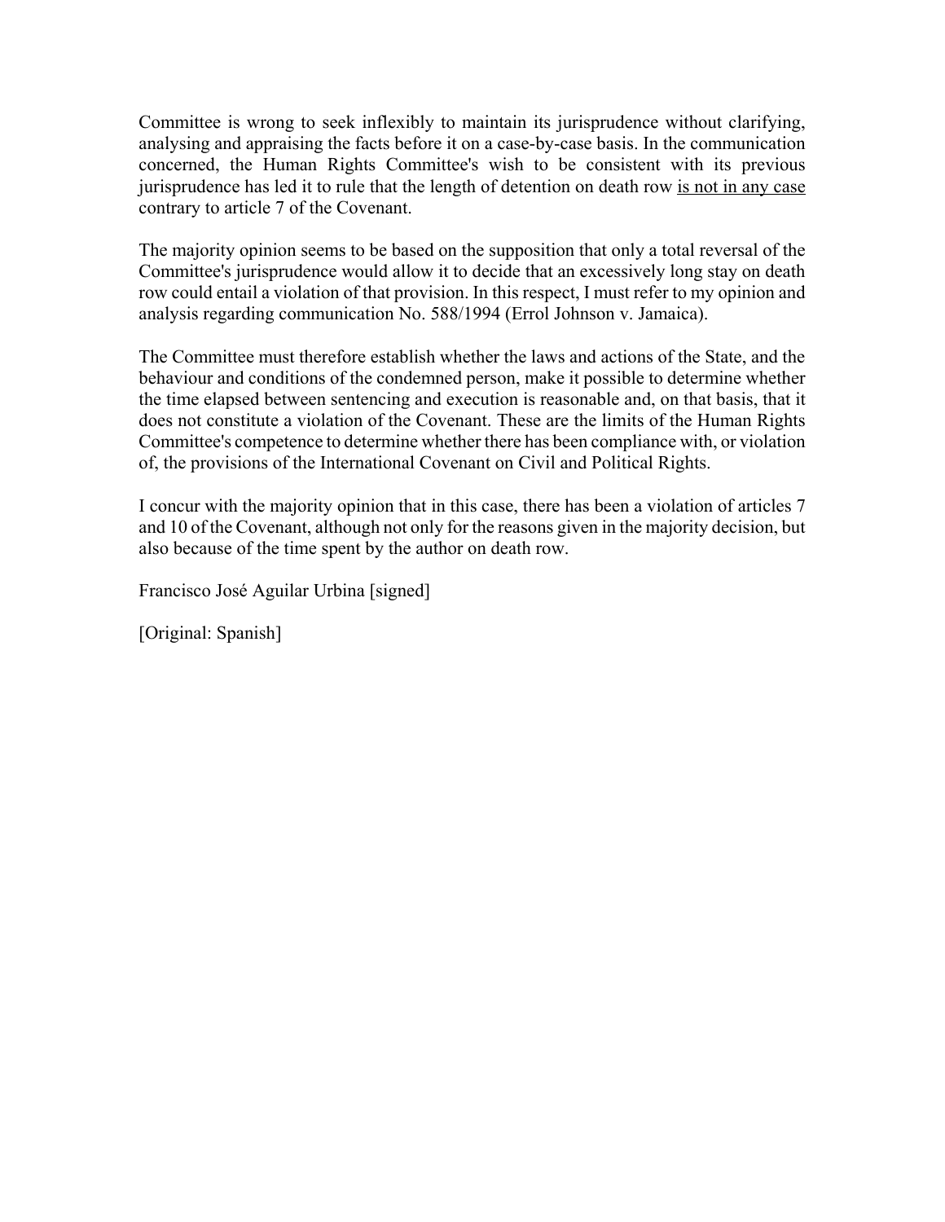Committee is wrong to seek inflexibly to maintain its jurisprudence without clarifying, analysing and appraising the facts before it on a case-by-case basis. In the communication concerned, the Human Rights Committee's wish to be consistent with its previous jurisprudence has led it to rule that the length of detention on death row <u>is not in any case</u> contrary to article 7 of the Covenant.

The majority opinion seems to be based on the supposition that only a total reversal of the Committee's jurisprudence would allow it to decide that an excessively long stay on death row could entail a violation of that provision. In this respect, I must refer to my opinion and analysis regarding communication No. 588/1994 (Errol Johnson v. Jamaica).

The Committee must therefore establish whether the laws and actions of the State, and the behaviour and conditions of the condemned person, make it possible to determine whether the time elapsed between sentencing and execution is reasonable and, on that basis, that it does not constitute a violation of the Covenant. These are the limits of the Human Rights Committee's competence to determine whether there has been compliance with, or violation of, the provisions of the International Covenant on Civil and Political Rights.

I concur with the majority opinion that in this case, there has been a violation of articles 7 and 10 of the Covenant, although not only for the reasons given in the majority decision, but also because of the time spent by the author on death row.

Francisco José Aguilar Urbina [signed]

[Original: Spanish]